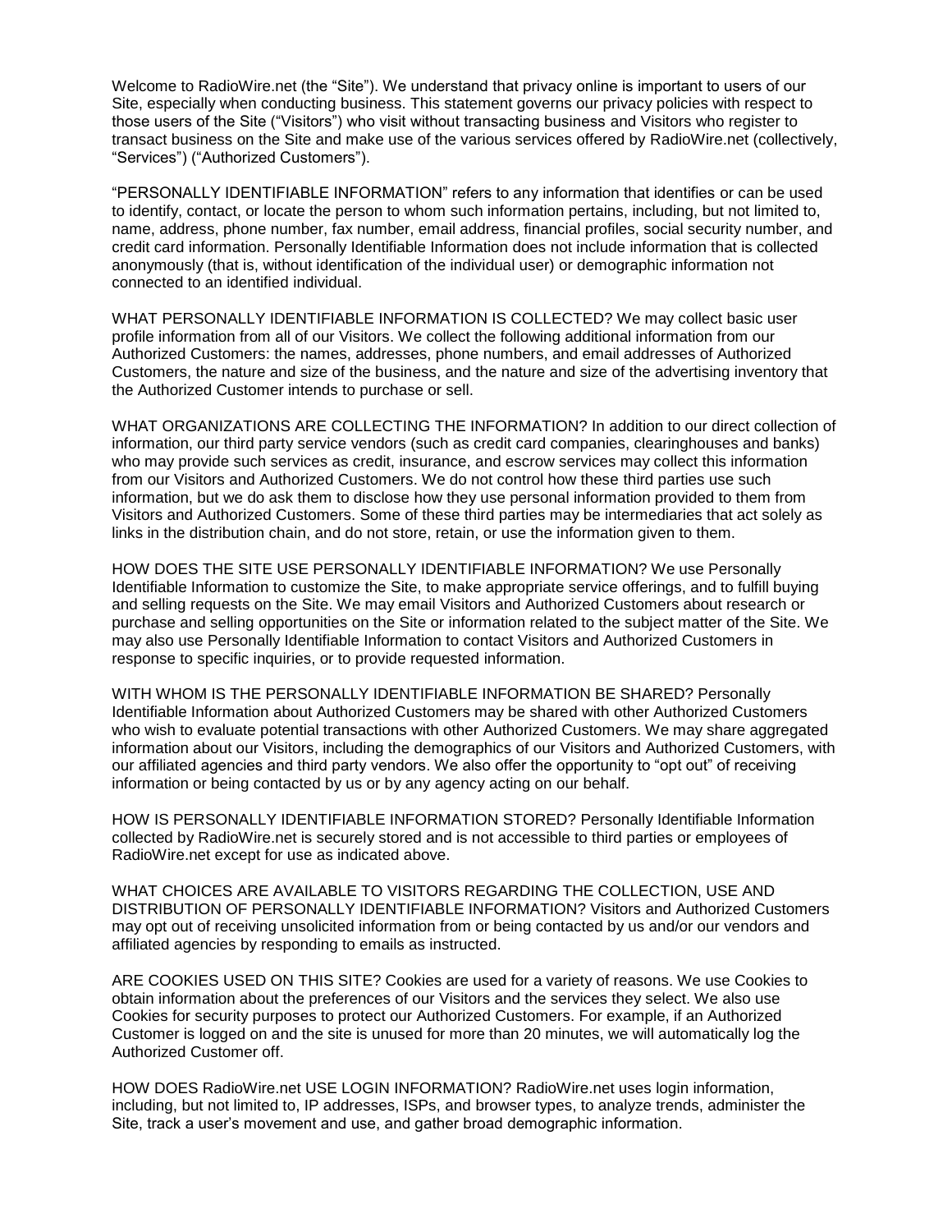Welcome to RadioWire.net (the "Site"). We understand that privacy online is important to users of our Site, especially when conducting business. This statement governs our privacy policies with respect to those users of the Site ("Visitors") who visit without transacting business and Visitors who register to transact business on the Site and make use of the various services offered by RadioWire.net (collectively, "Services") ("Authorized Customers").

"PERSONALLY IDENTIFIABLE INFORMATION" refers to any information that identifies or can be used to identify, contact, or locate the person to whom such information pertains, including, but not limited to, name, address, phone number, fax number, email address, financial profiles, social security number, and credit card information. Personally Identifiable Information does not include information that is collected anonymously (that is, without identification of the individual user) or demographic information not connected to an identified individual.

WHAT PERSONALLY IDENTIFIABLE INFORMATION IS COLLECTED? We may collect basic user profile information from all of our Visitors. We collect the following additional information from our Authorized Customers: the names, addresses, phone numbers, and email addresses of Authorized Customers, the nature and size of the business, and the nature and size of the advertising inventory that the Authorized Customer intends to purchase or sell.

WHAT ORGANIZATIONS ARE COLLECTING THE INFORMATION? In addition to our direct collection of information, our third party service vendors (such as credit card companies, clearinghouses and banks) who may provide such services as credit, insurance, and escrow services may collect this information from our Visitors and Authorized Customers. We do not control how these third parties use such information, but we do ask them to disclose how they use personal information provided to them from Visitors and Authorized Customers. Some of these third parties may be intermediaries that act solely as links in the distribution chain, and do not store, retain, or use the information given to them.

HOW DOES THE SITE USE PERSONALLY IDENTIFIABLE INFORMATION? We use Personally Identifiable Information to customize the Site, to make appropriate service offerings, and to fulfill buying and selling requests on the Site. We may email Visitors and Authorized Customers about research or purchase and selling opportunities on the Site or information related to the subject matter of the Site. We may also use Personally Identifiable Information to contact Visitors and Authorized Customers in response to specific inquiries, or to provide requested information.

WITH WHOM IS THE PERSONALLY IDENTIFIABLE INFORMATION BE SHARED? Personally Identifiable Information about Authorized Customers may be shared with other Authorized Customers who wish to evaluate potential transactions with other Authorized Customers. We may share aggregated information about our Visitors, including the demographics of our Visitors and Authorized Customers, with our affiliated agencies and third party vendors. We also offer the opportunity to "opt out" of receiving information or being contacted by us or by any agency acting on our behalf.

HOW IS PERSONALLY IDENTIFIABLE INFORMATION STORED? Personally Identifiable Information collected by RadioWire.net is securely stored and is not accessible to third parties or employees of RadioWire.net except for use as indicated above.

WHAT CHOICES ARE AVAILABLE TO VISITORS REGARDING THE COLLECTION, USE AND DISTRIBUTION OF PERSONALLY IDENTIFIABLE INFORMATION? Visitors and Authorized Customers may opt out of receiving unsolicited information from or being contacted by us and/or our vendors and affiliated agencies by responding to emails as instructed.

ARE COOKIES USED ON THIS SITE? Cookies are used for a variety of reasons. We use Cookies to obtain information about the preferences of our Visitors and the services they select. We also use Cookies for security purposes to protect our Authorized Customers. For example, if an Authorized Customer is logged on and the site is unused for more than 20 minutes, we will automatically log the Authorized Customer off.

HOW DOES RadioWire.net USE LOGIN INFORMATION? RadioWire.net uses login information, including, but not limited to, IP addresses, ISPs, and browser types, to analyze trends, administer the Site, track a user's movement and use, and gather broad demographic information.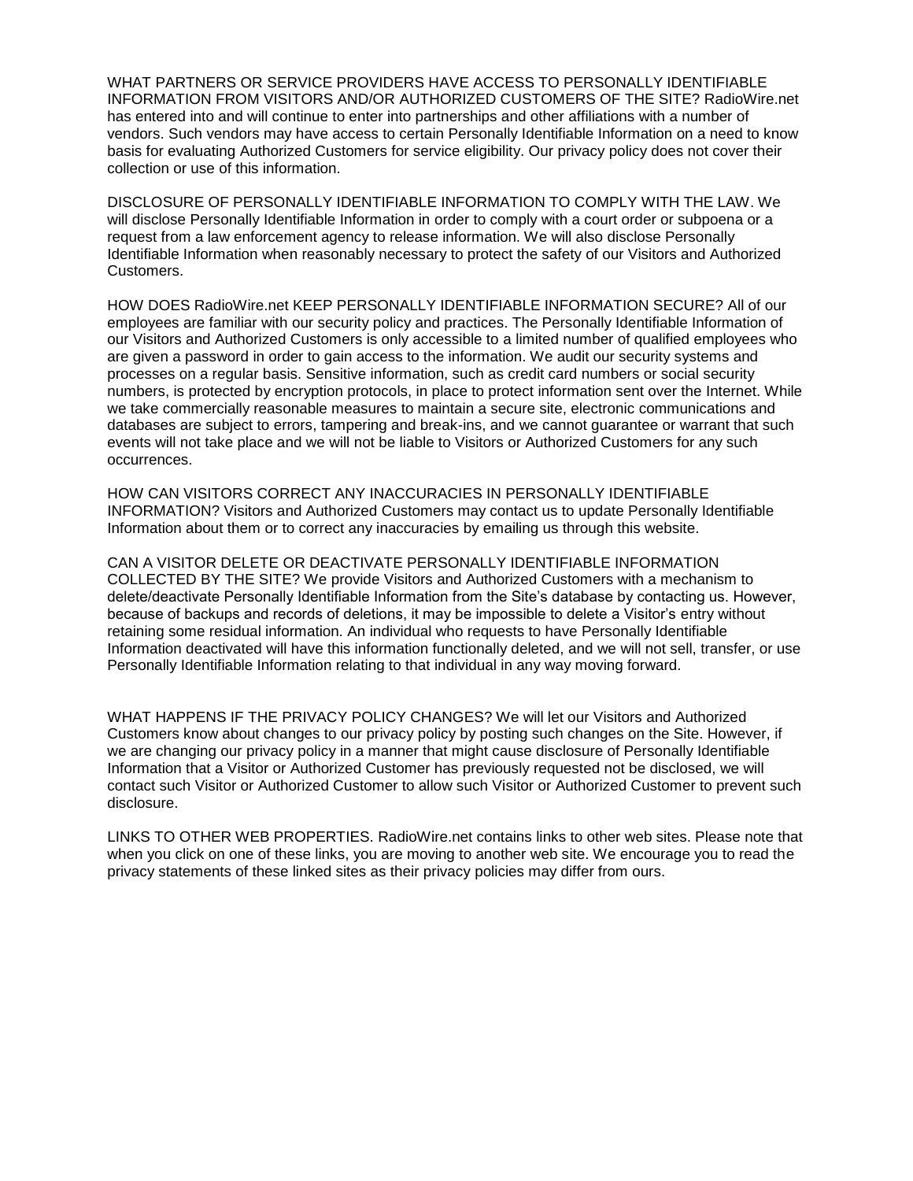WHAT PARTNERS OR SERVICE PROVIDERS HAVE ACCESS TO PERSONALLY IDENTIFIABLE INFORMATION FROM VISITORS AND/OR AUTHORIZED CUSTOMERS OF THE SITE? RadioWire.net has entered into and will continue to enter into partnerships and other affiliations with a number of vendors. Such vendors may have access to certain Personally Identifiable Information on a need to know basis for evaluating Authorized Customers for service eligibility. Our privacy policy does not cover their collection or use of this information.

DISCLOSURE OF PERSONALLY IDENTIFIABLE INFORMATION TO COMPLY WITH THE LAW. We will disclose Personally Identifiable Information in order to comply with a court order or subpoena or a request from a law enforcement agency to release information. We will also disclose Personally Identifiable Information when reasonably necessary to protect the safety of our Visitors and Authorized Customers.

HOW DOES RadioWire.net KEEP PERSONALLY IDENTIFIABLE INFORMATION SECURE? All of our employees are familiar with our security policy and practices. The Personally Identifiable Information of our Visitors and Authorized Customers is only accessible to a limited number of qualified employees who are given a password in order to gain access to the information. We audit our security systems and processes on a regular basis. Sensitive information, such as credit card numbers or social security numbers, is protected by encryption protocols, in place to protect information sent over the Internet. While we take commercially reasonable measures to maintain a secure site, electronic communications and databases are subject to errors, tampering and break-ins, and we cannot guarantee or warrant that such events will not take place and we will not be liable to Visitors or Authorized Customers for any such occurrences.

HOW CAN VISITORS CORRECT ANY INACCURACIES IN PERSONALLY IDENTIFIABLE INFORMATION? Visitors and Authorized Customers may contact us to update Personally Identifiable Information about them or to correct any inaccuracies by emailing us through this website.

CAN A VISITOR DELETE OR DEACTIVATE PERSONALLY IDENTIFIABLE INFORMATION COLLECTED BY THE SITE? We provide Visitors and Authorized Customers with a mechanism to delete/deactivate Personally Identifiable Information from the Site's database by contacting us. However, because of backups and records of deletions, it may be impossible to delete a Visitor's entry without retaining some residual information. An individual who requests to have Personally Identifiable Information deactivated will have this information functionally deleted, and we will not sell, transfer, or use Personally Identifiable Information relating to that individual in any way moving forward.

WHAT HAPPENS IF THE PRIVACY POLICY CHANGES? We will let our Visitors and Authorized Customers know about changes to our privacy policy by posting such changes on the Site. However, if we are changing our privacy policy in a manner that might cause disclosure of Personally Identifiable Information that a Visitor or Authorized Customer has previously requested not be disclosed, we will contact such Visitor or Authorized Customer to allow such Visitor or Authorized Customer to prevent such disclosure.

LINKS TO OTHER WEB PROPERTIES. RadioWire.net contains links to other web sites. Please note that when you click on one of these links, you are moving to another web site. We encourage you to read the privacy statements of these linked sites as their privacy policies may differ from ours.